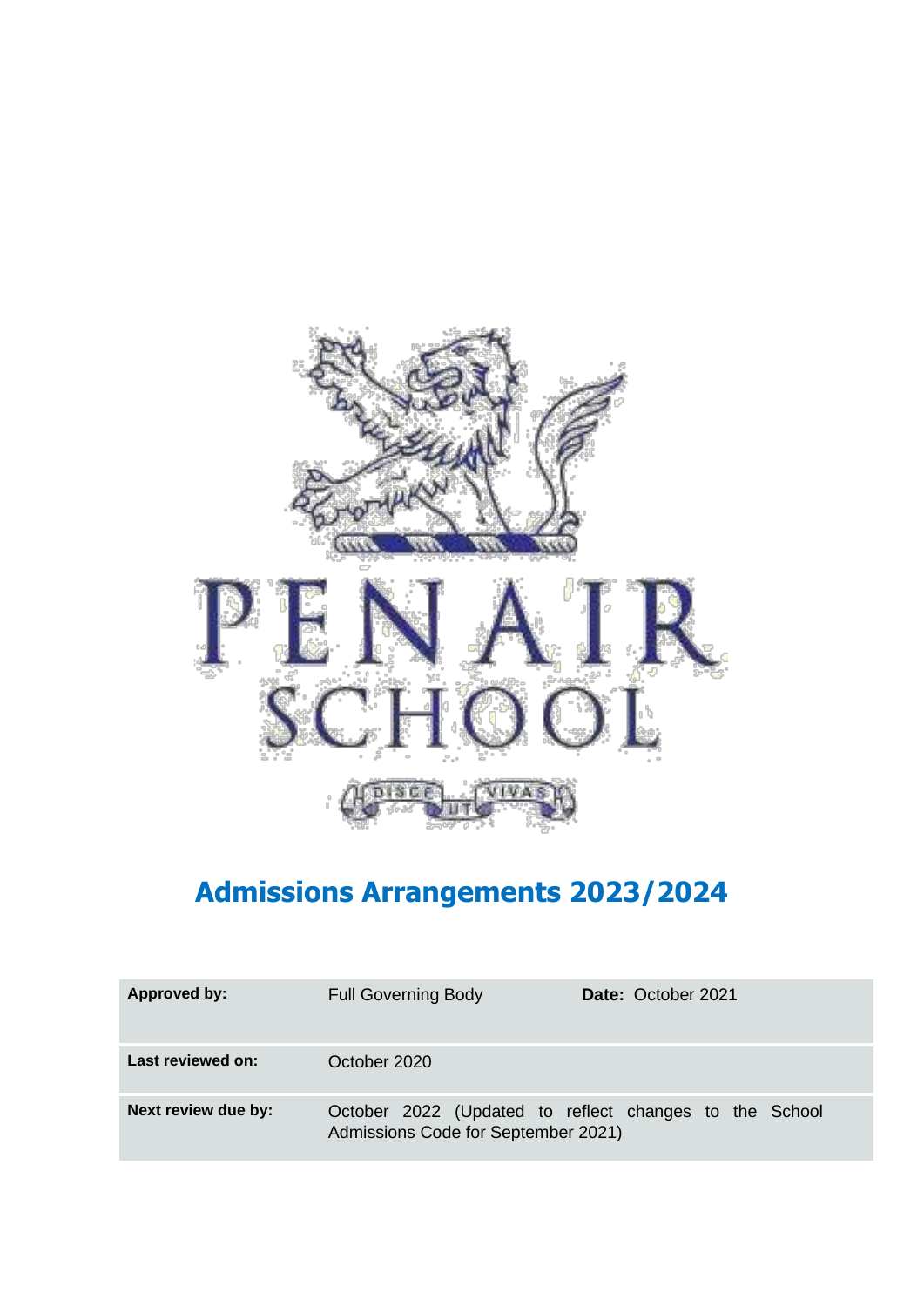PENAIR SCHOOL

DISCE UT VIVAS

# Admissions Arrangements 2023/2024

| | | | |
|---|---|---|---|
| **Approved by:** | Full Governing Body | **Date:** | October 2021 |
| **Last reviewed on:** | October 2020 | | |
| **Next review due by:** | October 2022 (Updated to reflect changes to the School Admissions Code for September 2021) | | |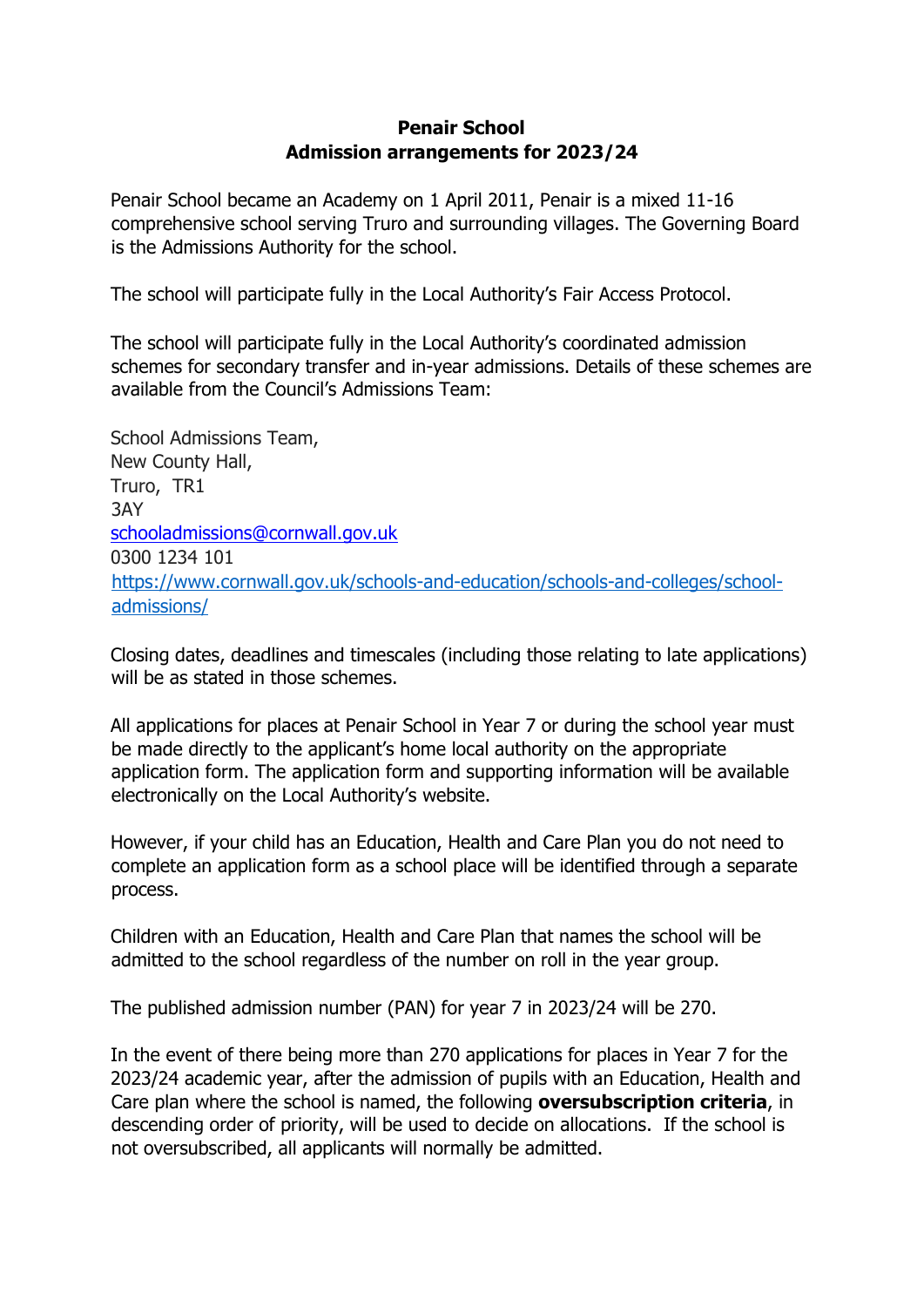**Penair School**
**Admission arrangements for 2023/24**

Penair School became an Academy on 1 April 2011, Penair is a mixed 11-16 comprehensive school serving Truro and surrounding villages. The Governing Board is the Admissions Authority for the school.

The school will participate fully in the Local Authority's Fair Access Protocol.

The school will participate fully in the Local Authority's coordinated admission schemes for secondary transfer and in-year admissions. Details of these schemes are available from the Council's Admissions Team:

School Admissions Team,
New County Hall,
Truro, TR1
3AY
[schooladmissions@cornwall.gov.uk](mailto:schooladmissions@cornwall.gov.uk)
0300 1234 101
[https://www.cornwall.gov.uk/schools-and-education/schools-and-colleges/school-admissions/](https://www.cornwall.gov.uk/schools-and-education/schools-and-colleges/school-admissions/)

Closing dates, deadlines and timescales (including those relating to late applications) will be as stated in those schemes.

All applications for places at Penair School in Year 7 or during the school year must be made directly to the applicant's home local authority on the appropriate application form. The application form and supporting information will be available electronically on the Local Authority's website.

However, if your child has an Education, Health and Care Plan you do not need to complete an application form as a school place will be identified through a separate process.

Children with an Education, Health and Care Plan that names the school will be admitted to the school regardless of the number on roll in the year group.

The published admission number (PAN) for year 7 in 2023/24 will be 270.

In the event of there being more than 270 applications for places in Year 7 for the 2023/24 academic year, after the admission of pupils with an Education, Health and Care plan where the school is named, the following **oversubscription criteria**, in descending order of priority, will be used to decide on allocations. If the school is not oversubscribed, all applicants will normally be admitted.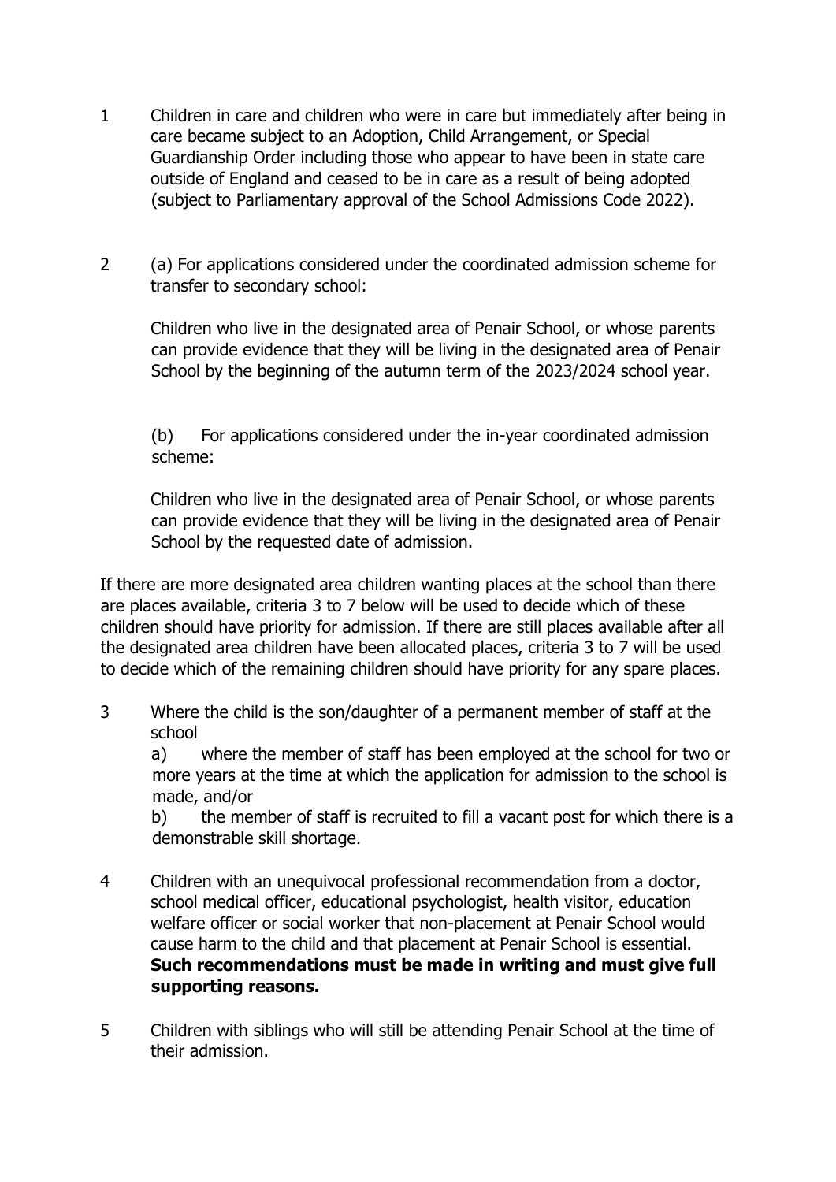1. Children in care and children who were in care but immediately after being in care became subject to an Adoption, Child Arrangement, or Special Guardianship Order including those who appear to have been in state care outside of England and ceased to be in care as a result of being adopted (subject to Parliamentary approval of the School Admissions Code 2022).

2. (a) For applications considered under the coordinated admission scheme for transfer to secondary school:

   Children who live in the designated area of Penair School, or whose parents can provide evidence that they will be living in the designated area of Penair School by the beginning of the autumn term of the 2023/2024 school year.

   (b) For applications considered under the in-year coordinated admission scheme:

   Children who live in the designated area of Penair School, or whose parents can provide evidence that they will be living in the designated area of Penair School by the requested date of admission.

If there are more designated area children wanting places at the school than there are places available, criteria 3 to 7 below will be used to decide which of these children should have priority for admission. If there are still places available after all the designated area children have been allocated places, criteria 3 to 7 will be used to decide which of the remaining children should have priority for any spare places.

3. Where the child is the son/daughter of a permanent member of staff at the school

   a) where the member of staff has been employed at the school for two or more years at the time at which the application for admission to the school is made, and/or

   b) the member of staff is recruited to fill a vacant post for which there is a demonstrable skill shortage.

4. Children with an unequivocal professional recommendation from a doctor, school medical officer, educational psychologist, health visitor, education welfare officer or social worker that non-placement at Penair School would cause harm to the child and that placement at Penair School is essential. **Such recommendations must be made in writing and must give full supporting reasons.**

5. Children with siblings who will still be attending Penair School at the time of their admission.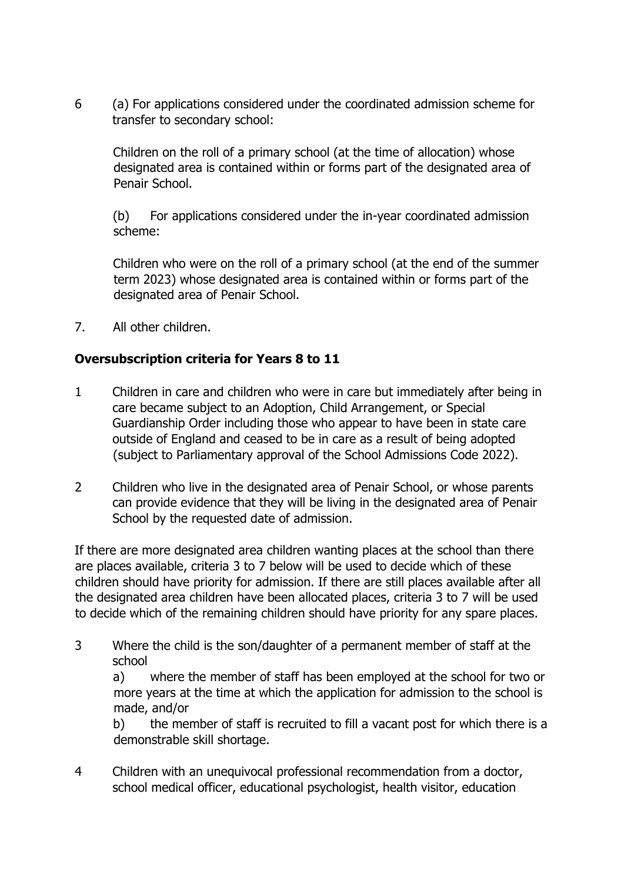6 (a) For applications considered under the coordinated admission scheme for transfer to secondary school:

Children on the roll of a primary school (at the time of allocation) whose designated area is contained within or forms part of the designated area of Penair School.

(b) For applications considered under the in-year coordinated admission scheme:

Children who were on the roll of a primary school (at the end of the summer term 2023) whose designated area is contained within or forms part of the designated area of Penair School.

7. All other children.

**Oversubscription criteria for Years 8 to 11**

1 Children in care and children who were in care but immediately after being in care became subject to an Adoption, Child Arrangement, or Special Guardianship Order including those who appear to have been in state care outside of England and ceased to be in care as a result of being adopted (subject to Parliamentary approval of the School Admissions Code 2022).

2 Children who live in the designated area of Penair School, or whose parents can provide evidence that they will be living in the designated area of Penair School by the requested date of admission.

If there are more designated area children wanting places at the school than there are places available, criteria 3 to 7 below will be used to decide which of these children should have priority for admission. If there are still places available after all the designated area children have been allocated places, criteria 3 to 7 will be used to decide which of the remaining children should have priority for any spare places.

3 Where the child is the son/daughter of a permanent member of staff at the school

a) where the member of staff has been employed at the school for two or more years at the time at which the application for admission to the school is made, and/or

b) the member of staff is recruited to fill a vacant post for which there is a demonstrable skill shortage.

4 Children with an unequivocal professional recommendation from a doctor, school medical officer, educational psychologist, health visitor, education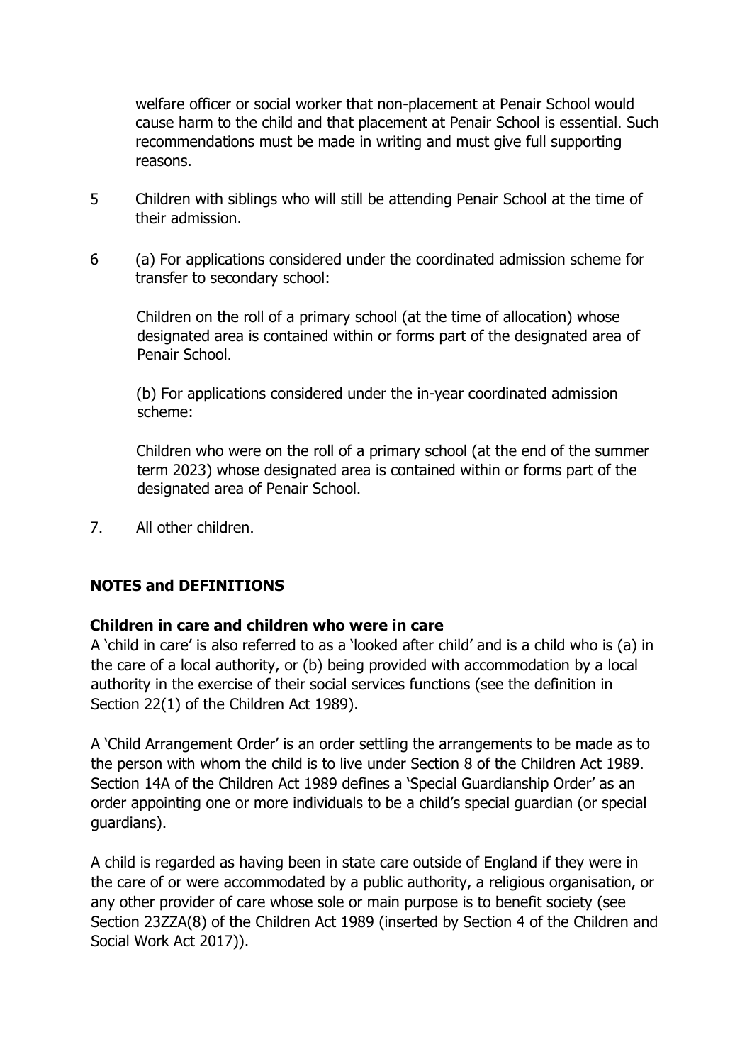welfare officer or social worker that non-placement at Penair School would cause harm to the child and that placement at Penair School is essential. Such recommendations must be made in writing and must give full supporting reasons.

5 Children with siblings who will still be attending Penair School at the time of their admission.

6 (a) For applications considered under the coordinated admission scheme for transfer to secondary school:

 Children on the roll of a primary school (at the time of allocation) whose designated area is contained within or forms part of the designated area of Penair School.

 (b) For applications considered under the in-year coordinated admission scheme:

 Children who were on the roll of a primary school (at the end of the summer term 2023) whose designated area is contained within or forms part of the designated area of Penair School.

7. All other children.

## NOTES and DEFINITIONS

### Children in care and children who were in care

A 'child in care' is also referred to as a 'looked after child' and is a child who is (a) in the care of a local authority, or (b) being provided with accommodation by a local authority in the exercise of their social services functions (see the definition in Section 22(1) of the Children Act 1989).

A 'Child Arrangement Order' is an order settling the arrangements to be made as to the person with whom the child is to live under Section 8 of the Children Act 1989. Section 14A of the Children Act 1989 defines a 'Special Guardianship Order' as an order appointing one or more individuals to be a child's special guardian (or special guardians).

A child is regarded as having been in state care outside of England if they were in the care of or were accommodated by a public authority, a religious organisation, or any other provider of care whose sole or main purpose is to benefit society (see Section 23ZZA(8) of the Children Act 1989 (inserted by Section 4 of the Children and Social Work Act 2017)).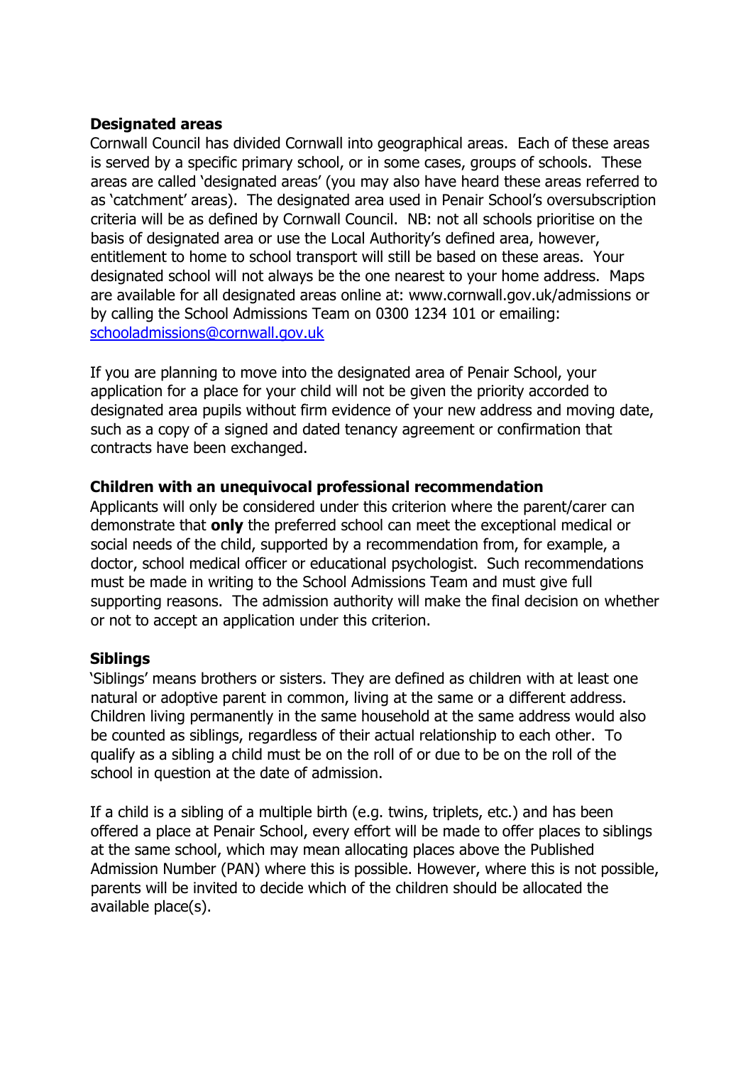### Designated areas

Cornwall Council has divided Cornwall into geographical areas. Each of these areas is served by a specific primary school, or in some cases, groups of schools. These areas are called 'designated areas' (you may also have heard these areas referred to as 'catchment' areas). The designated area used in Penair School's oversubscription criteria will be as defined by Cornwall Council. NB: not all schools prioritise on the basis of designated area or use the Local Authority's defined area, however, entitlement to home to school transport will still be based on these areas. Your designated school will not always be the one nearest to your home address. Maps are available for all designated areas online at: www.cornwall.gov.uk/admissions or by calling the School Admissions Team on 0300 1234 101 or emailing: [schooladmissions@cornwall.gov.uk](mailto:schooladmissions@cornwall.gov.uk)

If you are planning to move into the designated area of Penair School, your application for a place for your child will not be given the priority accorded to designated area pupils without firm evidence of your new address and moving date, such as a copy of a signed and dated tenancy agreement or confirmation that contracts have been exchanged.

### Children with an unequivocal professional recommendation

Applicants will only be considered under this criterion where the parent/carer can demonstrate that **only** the preferred school can meet the exceptional medical or social needs of the child, supported by a recommendation from, for example, a doctor, school medical officer or educational psychologist. Such recommendations must be made in writing to the School Admissions Team and must give full supporting reasons. The admission authority will make the final decision on whether or not to accept an application under this criterion.

### Siblings

'Siblings' means brothers or sisters. They are defined as children with at least one natural or adoptive parent in common, living at the same or a different address. Children living permanently in the same household at the same address would also be counted as siblings, regardless of their actual relationship to each other. To qualify as a sibling a child must be on the roll of or due to be on the roll of the school in question at the date of admission.

If a child is a sibling of a multiple birth (e.g. twins, triplets, etc.) and has been offered a place at Penair School, every effort will be made to offer places to siblings at the same school, which may mean allocating places above the Published Admission Number (PAN) where this is possible. However, where this is not possible, parents will be invited to decide which of the children should be allocated the available place(s).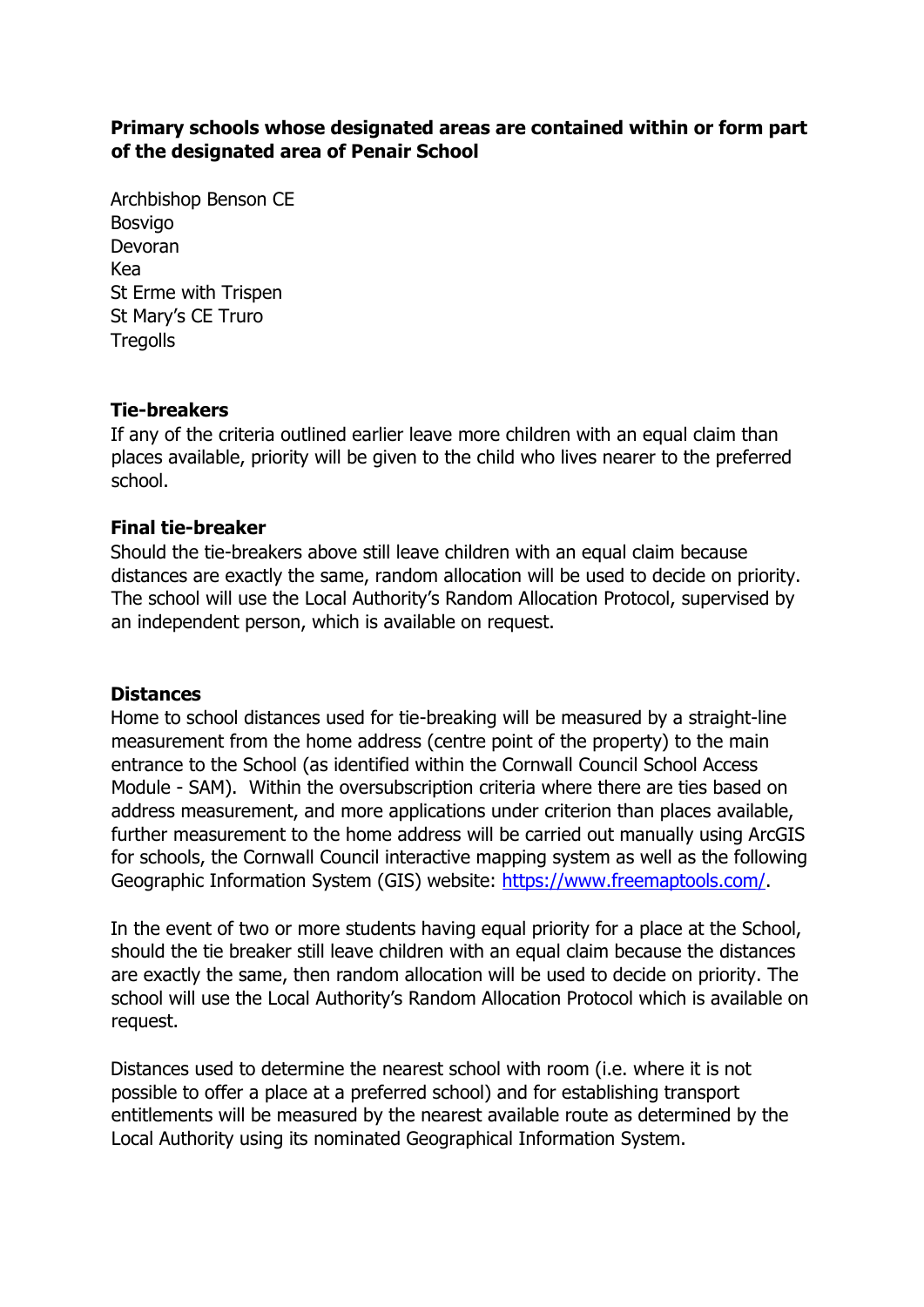**Primary schools whose designated areas are contained within or form part of the designated area of Penair School**

Archbishop Benson CE
Bosvigo
Devoran
Kea
St Erme with Trispen
St Mary's CE Truro
Tregolls

**Tie-breakers**

If any of the criteria outlined earlier leave more children with an equal claim than places available, priority will be given to the child who lives nearer to the preferred school.

**Final tie-breaker**

Should the tie-breakers above still leave children with an equal claim because distances are exactly the same, random allocation will be used to decide on priority. The school will use the Local Authority's Random Allocation Protocol, supervised by an independent person, which is available on request.

**Distances**

Home to school distances used for tie-breaking will be measured by a straight-line measurement from the home address (centre point of the property) to the main entrance to the School (as identified within the Cornwall Council School Access Module - SAM). Within the oversubscription criteria where there are ties based on address measurement, and more applications under criterion than places available, further measurement to the home address will be carried out manually using ArcGIS for schools, the Cornwall Council interactive mapping system as well as the following Geographic Information System (GIS) website: [https://www.freemaptools.com/](https://www.freemaptools.com/).

In the event of two or more students having equal priority for a place at the School, should the tie breaker still leave children with an equal claim because the distances are exactly the same, then random allocation will be used to decide on priority. The school will use the Local Authority's Random Allocation Protocol which is available on request.

Distances used to determine the nearest school with room (i.e. where it is not possible to offer a place at a preferred school) and for establishing transport entitlements will be measured by the nearest available route as determined by the Local Authority using its nominated Geographical Information System.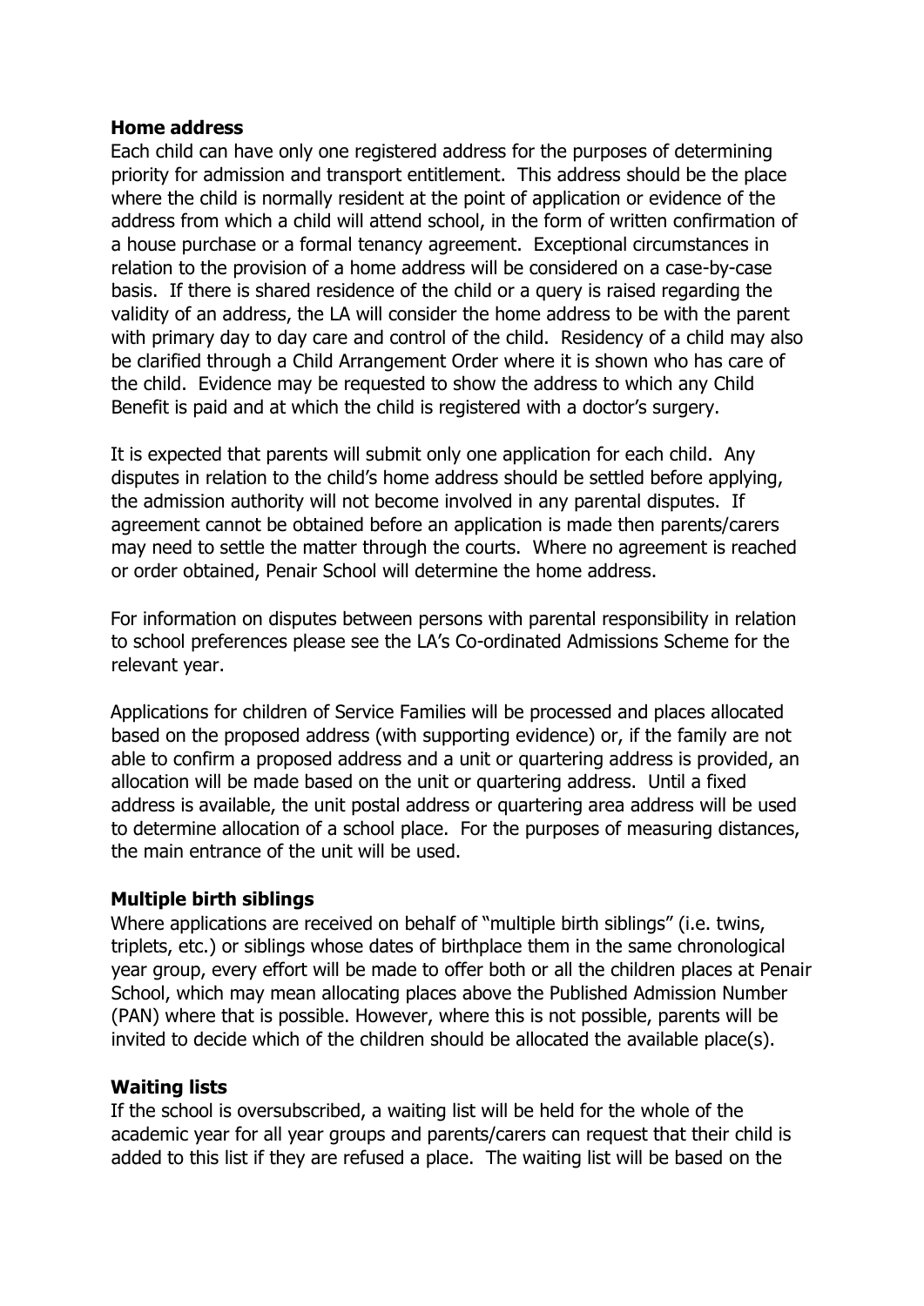**Home address**
Each child can have only one registered address for the purposes of determining priority for admission and transport entitlement. This address should be the place where the child is normally resident at the point of application or evidence of the address from which a child will attend school, in the form of written confirmation of a house purchase or a formal tenancy agreement. Exceptional circumstances in relation to the provision of a home address will be considered on a case-by-case basis. If there is shared residence of the child or a query is raised regarding the validity of an address, the LA will consider the home address to be with the parent with primary day to day care and control of the child. Residency of a child may also be clarified through a Child Arrangement Order where it is shown who has care of the child. Evidence may be requested to show the address to which any Child Benefit is paid and at which the child is registered with a doctor's surgery.

It is expected that parents will submit only one application for each child. Any disputes in relation to the child's home address should be settled before applying, the admission authority will not become involved in any parental disputes. If agreement cannot be obtained before an application is made then parents/carers may need to settle the matter through the courts. Where no agreement is reached or order obtained, Penair School will determine the home address.

For information on disputes between persons with parental responsibility in relation to school preferences please see the LA's Co-ordinated Admissions Scheme for the relevant year.

Applications for children of Service Families will be processed and places allocated based on the proposed address (with supporting evidence) or, if the family are not able to confirm a proposed address and a unit or quartering address is provided, an allocation will be made based on the unit or quartering address. Until a fixed address is available, the unit postal address or quartering area address will be used to determine allocation of a school place. For the purposes of measuring distances, the main entrance of the unit will be used.

**Multiple birth siblings**
Where applications are received on behalf of "multiple birth siblings" (i.e. twins, triplets, etc.) or siblings whose dates of birthplace them in the same chronological year group, every effort will be made to offer both or all the children places at Penair School, which may mean allocating places above the Published Admission Number (PAN) where that is possible. However, where this is not possible, parents will be invited to decide which of the children should be allocated the available place(s).

**Waiting lists**
If the school is oversubscribed, a waiting list will be held for the whole of the academic year for all year groups and parents/carers can request that their child is added to this list if they are refused a place. The waiting list will be based on the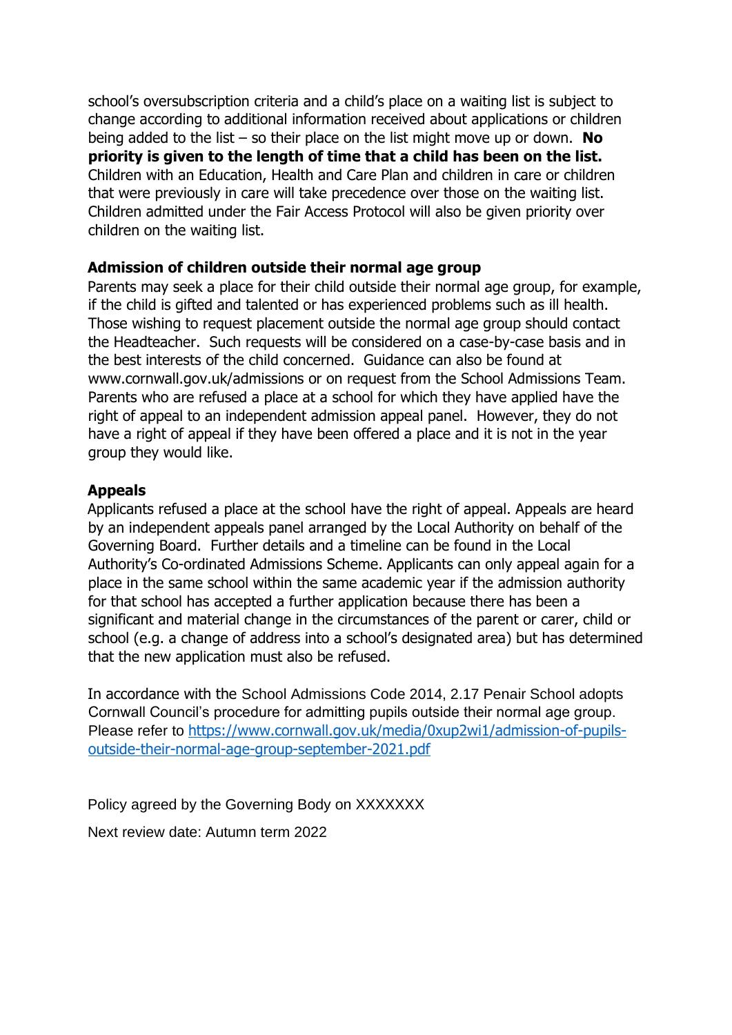school's oversubscription criteria and a child's place on a waiting list is subject to change according to additional information received about applications or children being added to the list – so their place on the list might move up or down. **No priority is given to the length of time that a child has been on the list.** Children with an Education, Health and Care Plan and children in care or children that were previously in care will take precedence over those on the waiting list. Children admitted under the Fair Access Protocol will also be given priority over children on the waiting list.

**Admission of children outside their normal age group**

Parents may seek a place for their child outside their normal age group, for example, if the child is gifted and talented or has experienced problems such as ill health. Those wishing to request placement outside the normal age group should contact the Headteacher. Such requests will be considered on a case-by-case basis and in the best interests of the child concerned. Guidance can also be found at www.cornwall.gov.uk/admissions or on request from the School Admissions Team. Parents who are refused a place at a school for which they have applied have the right of appeal to an independent admission appeal panel. However, they do not have a right of appeal if they have been offered a place and it is not in the year group they would like.

**Appeals**

Applicants refused a place at the school have the right of appeal. Appeals are heard by an independent appeals panel arranged by the Local Authority on behalf of the Governing Board. Further details and a timeline can be found in the Local Authority's Co-ordinated Admissions Scheme. Applicants can only appeal again for a place in the same school within the same academic year if the admission authority for that school has accepted a further application because there has been a significant and material change in the circumstances of the parent or carer, child or school (e.g. a change of address into a school's designated area) but has determined that the new application must also be refused.

In accordance with the School Admissions Code 2014, 2.17 Penair School adopts Cornwall Council's procedure for admitting pupils outside their normal age group. Please refer to https://www.cornwall.gov.uk/media/0xup2wi1/admission-of-pupils-outside-their-normal-age-group-september-2021.pdf

Policy agreed by the Governing Body on XXXXXXX

Next review date: Autumn term 2022